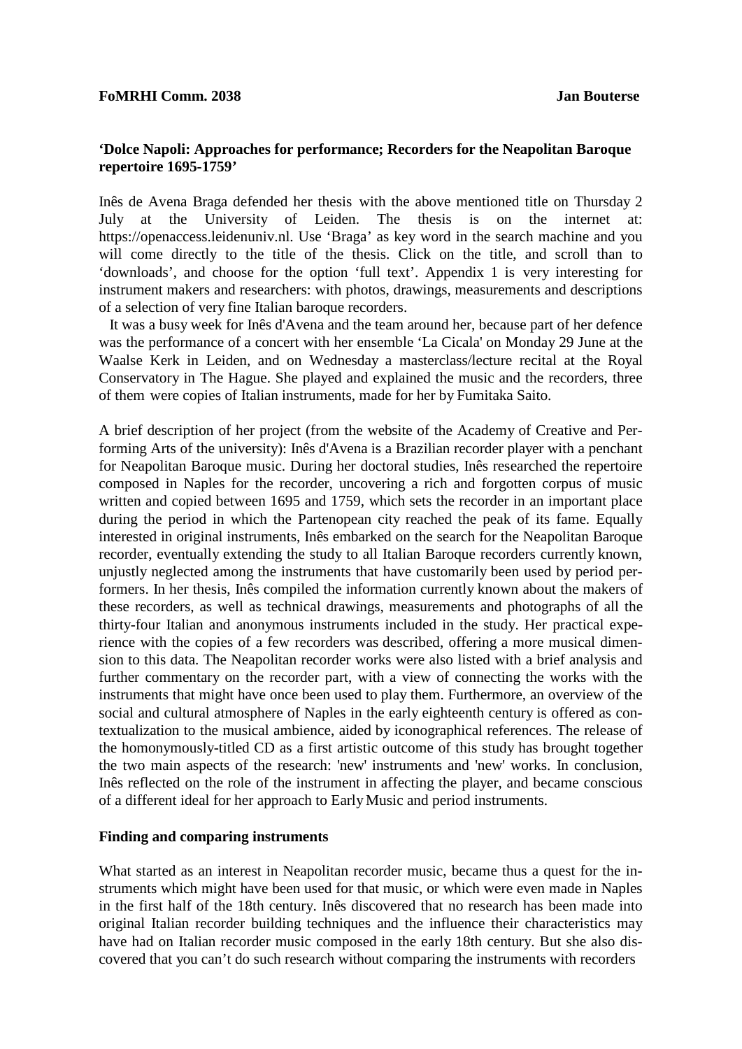**FoMRHI Comm. 2038** **Jan Bouterse**

## 'Dolce Napoli: Approaches for performance; Recorders for the Neapolitan Baroque repertoire 1695-1759'

Inês de Avena Braga defended her thesis with the above mentioned title on Thursday 2 July at the University of Leiden. The thesis is on the internet at: https://openaccess.leidenuniv.nl. Use 'Braga' as key word in the search machine and you will come directly to the title of the thesis. Click on the title, and scroll than to 'downloads', and choose for the option 'full text'. Appendix 1 is very interesting for instrument makers and researchers: with photos, drawings, measurements and descriptions of a selection of very fine Italian baroque recorders.

It was a busy week for Inês d'Avena and the team around her, because part of her defence was the performance of a concert with her ensemble 'La Cicala' on Monday 29 June at the Waalse Kerk in Leiden, and on Wednesday a masterclass/lecture recital at the Royal Conservatory in The Hague. She played and explained the music and the recorders, three of them were copies of Italian instruments, made for her by Fumitaka Saito.

A brief description of her project (from the website of the Academy of Creative and Performing Arts of the university): Inês d'Avena is a Brazilian recorder player with a penchant for Neapolitan Baroque music. During her doctoral studies, Inês researched the repertoire composed in Naples for the recorder, uncovering a rich and forgotten corpus of music written and copied between 1695 and 1759, which sets the recorder in an important place during the period in which the Partenopean city reached the peak of its fame. Equally interested in original instruments, Inês embarked on the search for the Neapolitan Baroque recorder, eventually extending the study to all Italian Baroque recorders currently known, unjustly neglected among the instruments that have customarily been used by period performers. In her thesis, Inês compiled the information currently known about the makers of these recorders, as well as technical drawings, measurements and photographs of all the thirty-four Italian and anonymous instruments included in the study. Her practical experience with the copies of a few recorders was described, offering a more musical dimension to this data. The Neapolitan recorder works were also listed with a brief analysis and further commentary on the recorder part, with a view of connecting the works with the instruments that might have once been used to play them. Furthermore, an overview of the social and cultural atmosphere of Naples in the early eighteenth century is offered as contextualization to the musical ambience, aided by iconographical references. The release of the homonymously-titled CD as a first artistic outcome of this study has brought together the two main aspects of the research: 'new' instruments and 'new' works. In conclusion, Inês reflected on the role of the instrument in affecting the player, and became conscious of a different ideal for her approach to Early Music and period instruments.

### Finding and comparing instruments

What started as an interest in Neapolitan recorder music, became thus a quest for the instruments which might have been used for that music, or which were even made in Naples in the first half of the 18th century. Inês discovered that no research has been made into original Italian recorder building techniques and the influence their characteristics may have had on Italian recorder music composed in the early 18th century. But she also discovered that you can't do such research without comparing the instruments with recorders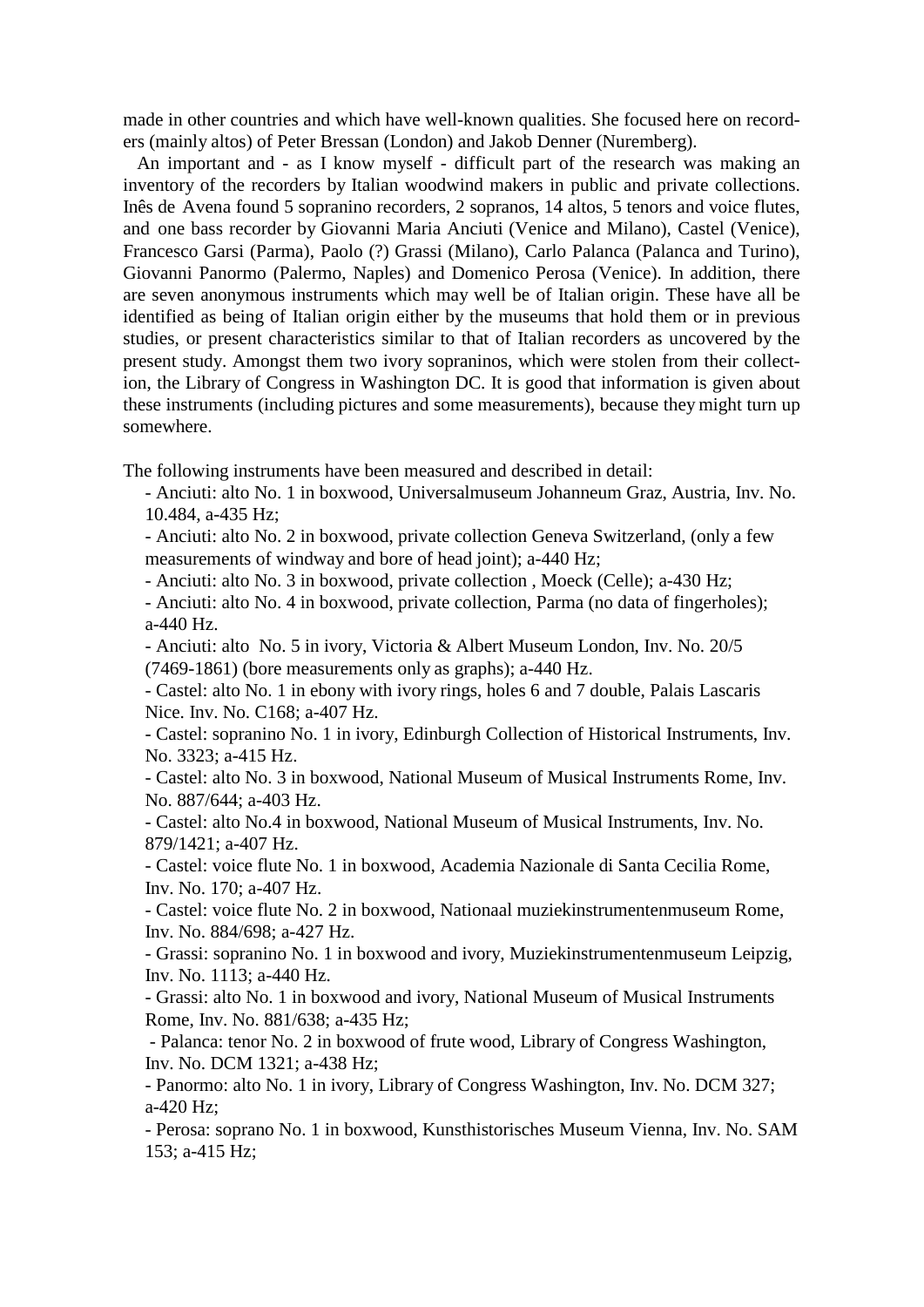made in other countries and which have well-known qualities. She focused here on recorders (mainly altos) of Peter Bressan (London) and Jakob Denner (Nuremberg).

An important and - as I know myself - difficult part of the research was making an inventory of the recorders by Italian woodwind makers in public and private collections. Inês de Avena found 5 sopranino recorders, 2 sopranos, 14 altos, 5 tenors and voice flutes, and one bass recorder by Giovanni Maria Anciuti (Venice and Milano), Castel (Venice), Francesco Garsi (Parma), Paolo (?) Grassi (Milano), Carlo Palanca (Palanca and Turino), Giovanni Panormo (Palermo, Naples) and Domenico Perosa (Venice). In addition, there are seven anonymous instruments which may well be of Italian origin. These have all be identified as being of Italian origin either by the museums that hold them or in previous studies, or present characteristics similar to that of Italian recorders as uncovered by the present study. Amongst them two ivory sopraninos, which were stolen from their collection, the Library of Congress in Washington DC. It is good that information is given about these instruments (including pictures and some measurements), because they might turn up somewhere.

The following instruments have been measured and described in detail:

- Anciuti: alto No. 1 in boxwood, Universalmuseum Johanneum Graz, Austria, Inv. No. 10.484, a-435 Hz;
- Anciuti: alto No. 2 in boxwood, private collection Geneva Switzerland, (only a few measurements of windway and bore of head joint); a-440 Hz;
- Anciuti: alto No. 3 in boxwood, private collection , Moeck (Celle); a-430 Hz;
- Anciuti: alto No. 4 in boxwood, private collection, Parma (no data of fingerholes); a-440 Hz.
- Anciuti: alto No. 5 in ivory, Victoria & Albert Museum London, Inv. No. 20/5 (7469-1861) (bore measurements only as graphs); a-440 Hz.
- Castel: alto No. 1 in ebony with ivory rings, holes 6 and 7 double, Palais Lascaris Nice. Inv. No. C168; a-407 Hz.
- Castel: sopranino No. 1 in ivory, Edinburgh Collection of Historical Instruments, Inv. No. 3323; a-415 Hz.
- Castel: alto No. 3 in boxwood, National Museum of Musical Instruments Rome, Inv. No. 887/644; a-403 Hz.
- Castel: alto No.4 in boxwood, National Museum of Musical Instruments, Inv. No. 879/1421; a-407 Hz.
- Castel: voice flute No. 1 in boxwood, Academia Nazionale di Santa Cecilia Rome, Inv. No. 170; a-407 Hz.
- Castel: voice flute No. 2 in boxwood, Nationaal muziekinstrumentenmuseum Rome, Inv. No. 884/698; a-427 Hz.
- Grassi: sopranino No. 1 in boxwood and ivory, Muziekinstrumentenmuseum Leipzig, Inv. No. 1113; a-440 Hz.
- Grassi: alto No. 1 in boxwood and ivory, National Museum of Musical Instruments Rome, Inv. No. 881/638; a-435 Hz;
- Palanca: tenor No. 2 in boxwood of frute wood, Library of Congress Washington, Inv. No. DCM 1321; a-438 Hz;
- Panormo: alto No. 1 in ivory, Library of Congress Washington, Inv. No. DCM 327; a-420 Hz;
- Perosa: soprano No. 1 in boxwood, Kunsthistorisches Museum Vienna, Inv. No. SAM 153; a-415 Hz;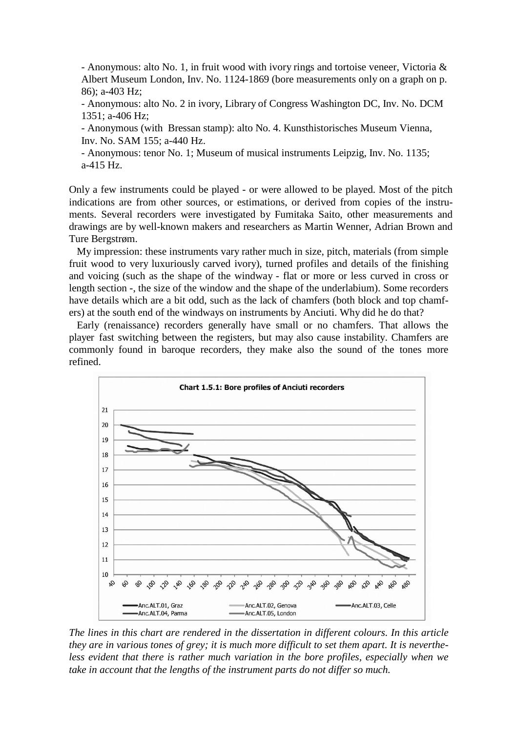- Anonymous: alto No. 1, in fruit wood with ivory rings and tortoise veneer, Victoria & Albert Museum London, Inv. No. 1124-1869 (bore measurements only on a graph on p. 86); a-403 Hz;
- Anonymous: alto No. 2 in ivory, Library of Congress Washington DC, Inv. No. DCM 1351; a-406 Hz;
- Anonymous (with Bressan stamp): alto No. 4. Kunsthistorisches Museum Vienna, Inv. No. SAM 155; a-440 Hz.
- Anonymous: tenor No. 1; Museum of musical instruments Leipzig, Inv. No. 1135; a-415 Hz.

Only a few instruments could be played - or were allowed to be played. Most of the pitch indications are from other sources, or estimations, or derived from copies of the instruments. Several recorders were investigated by Fumitaka Saito, other measurements and drawings are by well-known makers and researchers as Martin Wenner, Adrian Brown and Ture Bergstrøm.

My impression: these instruments vary rather much in size, pitch, materials (from simple fruit wood to very luxuriously carved ivory), turned profiles and details of the finishing and voicing (such as the shape of the windway - flat or more or less curved in cross or length section -, the size of the window and the shape of the underlabium). Some recorders have details which are a bit odd, such as the lack of chamfers (both block and top chamfers) at the south end of the windways on instruments by Anciuti. Why did he do that?

Early (renaissance) recorders generally have small or no chamfers. That allows the player fast switching between the registers, but may also cause instability. Chamfers are commonly found in baroque recorders, they make also the sound of the tones more refined.

**Chart 1.5.1: Bore profiles of Anciuti recorders**

*The lines in this chart are rendered in the dissertation in different colours. In this article they are in various tones of grey; it is much more difficult to set them apart. It is nevertheless evident that there is rather much variation in the bore profiles, especially when we take in account that the lengths of the instrument parts do not differ so much.*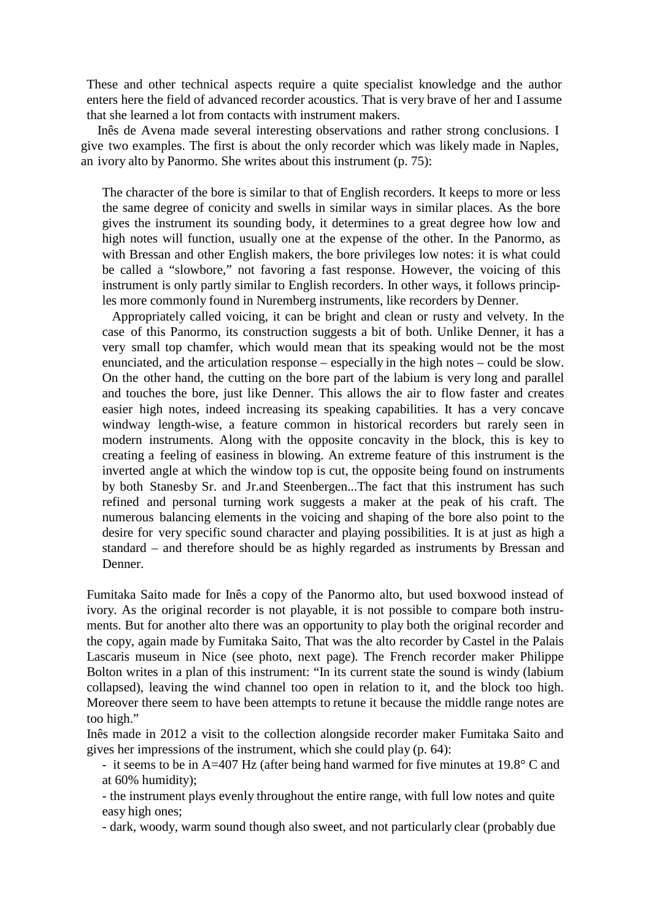These and other technical aspects require a quite specialist knowledge and the author enters here the field of advanced recorder acoustics. That is very brave of her and I assume that she learned a lot from contacts with instrument makers.

Inês de Avena made several interesting observations and rather strong conclusions. I give two examples. The first is about the only recorder which was likely made in Naples, an ivory alto by Panormo. She writes about this instrument (p. 75):

> The character of the bore is similar to that of English recorders. It keeps to more or less the same degree of conicity and swells in similar ways in similar places. As the bore gives the instrument its sounding body, it determines to a great degree how low and high notes will function, usually one at the expense of the other. In the Panormo, as with Bressan and other English makers, the bore privileges low notes: it is what could be called a "slowbore," not favoring a fast response. However, the voicing of this instrument is only partly similar to English recorders. In other ways, it follows principles more commonly found in Nuremberg instruments, like recorders by Denner.
>
> Appropriately called voicing, it can be bright and clean or rusty and velvety. In the case of this Panormo, its construction suggests a bit of both. Unlike Denner, it has a very small top chamfer, which would mean that its speaking would not be the most enunciated, and the articulation response – especially in the high notes – could be slow. On the other hand, the cutting on the bore part of the labium is very long and parallel and touches the bore, just like Denner. This allows the air to flow faster and creates easier high notes, indeed increasing its speaking capabilities. It has a very concave windway length-wise, a feature common in historical recorders but rarely seen in modern instruments. Along with the opposite concavity in the block, this is key to creating a feeling of easiness in blowing. An extreme feature of this instrument is the inverted angle at which the window top is cut, the opposite being found on instruments by both Stanesby Sr. and Jr.and Steenbergen...The fact that this instrument has such refined and personal turning work suggests a maker at the peak of his craft. The numerous balancing elements in the voicing and shaping of the bore also point to the desire for very specific sound character and playing possibilities. It is at just as high a standard – and therefore should be as highly regarded as instruments by Bressan and Denner.

Fumitaka Saito made for Inês a copy of the Panormo alto, but used boxwood instead of ivory. As the original recorder is not playable, it is not possible to compare both instruments. But for another alto there was an opportunity to play both the original recorder and the copy, again made by Fumitaka Saito, That was the alto recorder by Castel in the Palais Lascaris museum in Nice (see photo, next page). The French recorder maker Philippe Bolton writes in a plan of this instrument: "In its current state the sound is windy (labium collapsed), leaving the wind channel too open in relation to it, and the block too high. Moreover there seem to have been attempts to retune it because the middle range notes are too high."

Inês made in 2012 a visit to the collection alongside recorder maker Fumitaka Saito and gives her impressions of the instrument, which she could play (p. 64):

- it seems to be in A=407 Hz (after being hand warmed for five minutes at 19.8° C and at 60% humidity);
- the instrument plays evenly throughout the entire range, with full low notes and quite easy high ones;
- dark, woody, warm sound though also sweet, and not particularly clear (probably due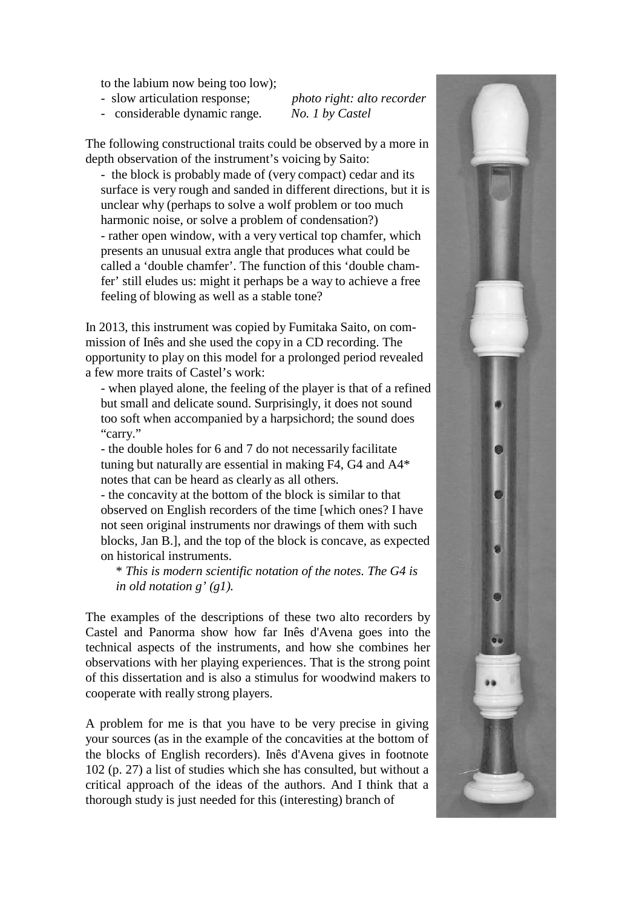to the labium now being too low);

- slow articulation response;
- considerable dynamic range.

*photo right: alto recorder No. 1 by Castel*

The following constructional traits could be observed by a more in depth observation of the instrument's voicing by Saito:

- the block is probably made of (very compact) cedar and its surface is very rough and sanded in different directions, but it is unclear why (perhaps to solve a wolf problem or too much harmonic noise, or solve a problem of condensation?)
- rather open window, with a very vertical top chamfer, which presents an unusual extra angle that produces what could be called a 'double chamfer'. The function of this 'double chamfer' still eludes us: might it perhaps be a way to achieve a free feeling of blowing as well as a stable tone?

In 2013, this instrument was copied by Fumitaka Saito, on commission of Inês and she used the copy in a CD recording. The opportunity to play on this model for a prolonged period revealed a few more traits of Castel's work:

- when played alone, the feeling of the player is that of a refined but small and delicate sound. Surprisingly, it does not sound too soft when accompanied by a harpsichord; the sound does "carry."
- the double holes for 6 and 7 do not necessarily facilitate tuning but naturally are essential in making F4, G4 and A4* notes that can be heard as clearly as all others.
- the concavity at the bottom of the block is similar to that observed on English recorders of the time [which ones? I have not seen original instruments nor drawings of them with such blocks, Jan B.], and the top of the block is concave, as expected on historical instruments.

  \* *This is modern scientific notation of the notes. The G4 is in old notation g' (g1).*

The examples of the descriptions of these two alto recorders by Castel and Panorma show how far Inês d'Avena goes into the technical aspects of the instruments, and how she combines her observations with her playing experiences. That is the strong point of this dissertation and is also a stimulus for woodwind makers to cooperate with really strong players.

A problem for me is that you have to be very precise in giving your sources (as in the example of the concavities at the bottom of the blocks of English recorders). Inês d'Avena gives in footnote 102 (p. 27) a list of studies which she has consulted, but without a critical approach of the ideas of the authors. And I think that a thorough study is just needed for this (interesting) branch of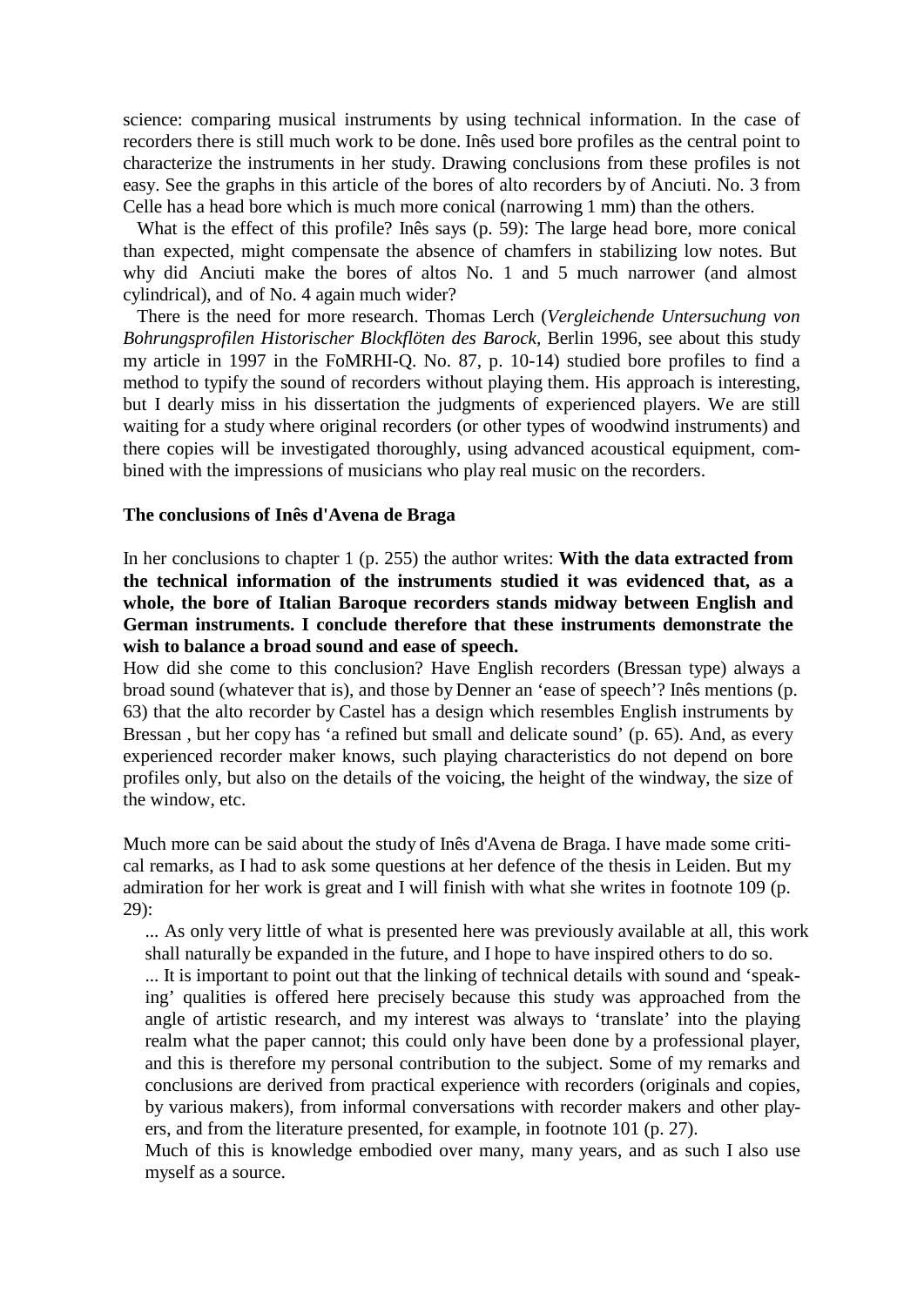science: comparing musical instruments by using technical information. In the case of recorders there is still much work to be done. Inês used bore profiles as the central point to characterize the instruments in her study. Drawing conclusions from these profiles is not easy. See the graphs in this article of the bores of alto recorders by of Anciuti. No. 3 from Celle has a head bore which is much more conical (narrowing 1 mm) than the others.

What is the effect of this profile? Inês says (p. 59): The large head bore, more conical than expected, might compensate the absence of chamfers in stabilizing low notes. But why did Anciuti make the bores of altos No. 1 and 5 much narrower (and almost cylindrical), and of No. 4 again much wider?

There is the need for more research. Thomas Lerch (*Vergleichende Untersuchung von Bohrungsprofilen Historischer Blockflöten des Barock,* Berlin 1996, see about this study my article in 1997 in the FoMRHI-Q. No. 87, p. 10-14) studied bore profiles to find a method to typify the sound of recorders without playing them. His approach is interesting, but I dearly miss in his dissertation the judgments of experienced players. We are still waiting for a study where original recorders (or other types of woodwind instruments) and there copies will be investigated thoroughly, using advanced acoustical equipment, combined with the impressions of musicians who play real music on the recorders.

### The conclusions of Inês d'Avena de Braga

In her conclusions to chapter 1 (p. 255) the author writes: **With the data extracted from the technical information of the instruments studied it was evidenced that, as a whole, the bore of Italian Baroque recorders stands midway between English and German instruments. I conclude therefore that these instruments demonstrate the wish to balance a broad sound and ease of speech.**

How did she come to this conclusion? Have English recorders (Bressan type) always a broad sound (whatever that is), and those by Denner an 'ease of speech'? Inês mentions (p. 63) that the alto recorder by Castel has a design which resembles English instruments by Bressan , but her copy has 'a refined but small and delicate sound' (p. 65). And, as every experienced recorder maker knows, such playing characteristics do not depend on bore profiles only, but also on the details of the voicing, the height of the windway, the size of the window, etc.

Much more can be said about the study of Inês d'Avena de Braga. I have made some critical remarks, as I had to ask some questions at her defence of the thesis in Leiden. But my admiration for her work is great and I will finish with what she writes in footnote 109 (p. 29):

> ... As only very little of what is presented here was previously available at all, this work shall naturally be expanded in the future, and I hope to have inspired others to do so.
>
> ... It is important to point out that the linking of technical details with sound and 'speaking' qualities is offered here precisely because this study was approached from the angle of artistic research, and my interest was always to 'translate' into the playing realm what the paper cannot; this could only have been done by a professional player, and this is therefore my personal contribution to the subject. Some of my remarks and conclusions are derived from practical experience with recorders (originals and copies, by various makers), from informal conversations with recorder makers and other players, and from the literature presented, for example, in footnote 101 (p. 27).
>
> Much of this is knowledge embodied over many, many years, and as such I also use myself as a source.